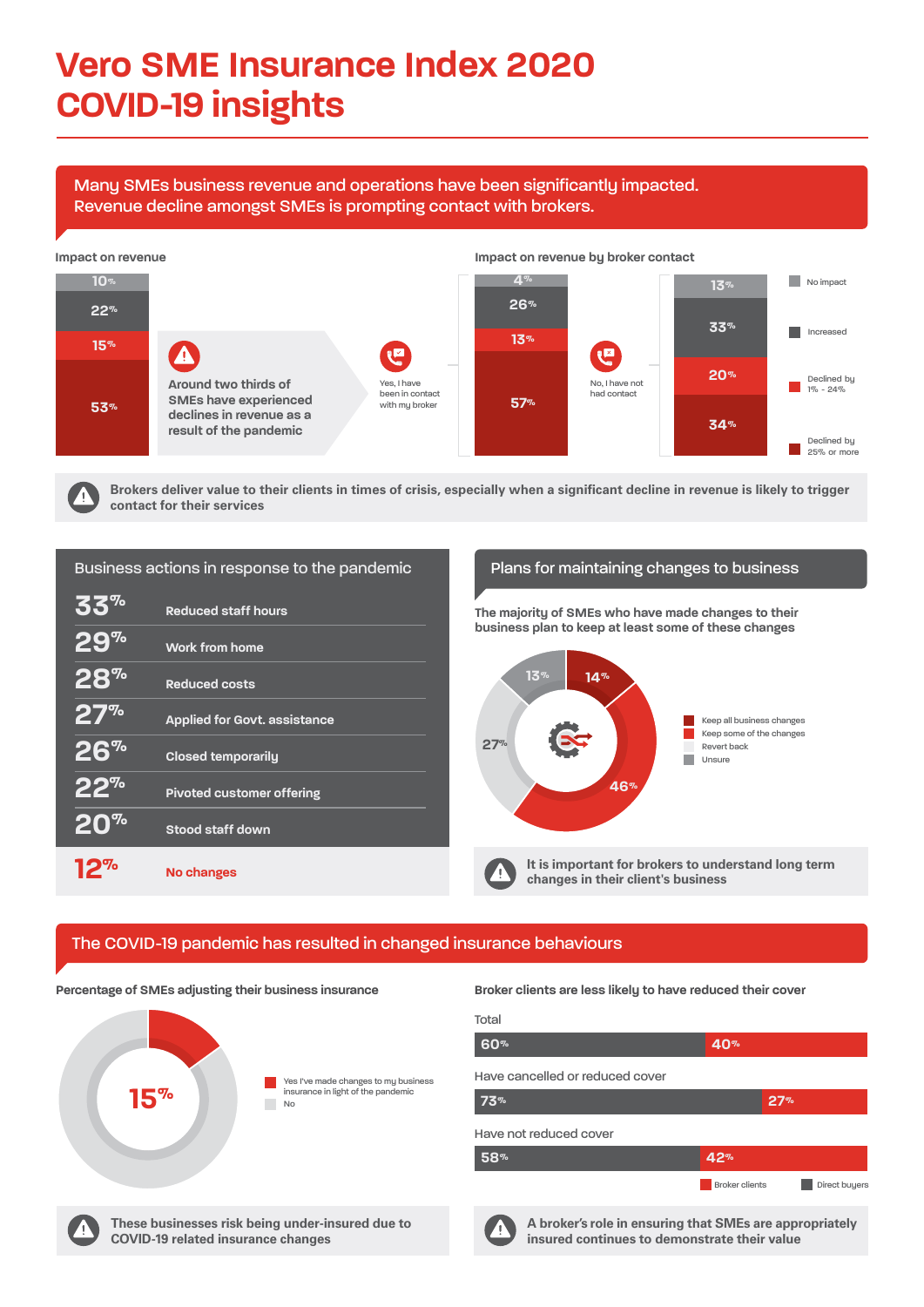# Vero SME Insurance Index 2020 COVID-19 insights

## Many SMEs business revenue and operations have been significantly impacted. Revenue decline amongst SMEs is prompting contact with brokers.

### Impact on revenue

| Category | Share |
|---|---|
| No impact | 10% |
| Increased | 22% |
| Declined by 1% - 24% | 15% |
| Declined by 25% or more | 53% |

Around two thirds of SMEs have experienced declines in revenue as a result of the pandemic

### Impact on revenue by broker contact

| Category | Yes, I have been in contact with my broker | No, I have not had contact |
|---|---|---|
| No impact | 4% | 13% |
| Increased | 26% | 33% |
| Declined by 1% - 24% | 13% | 20% |
| Declined by 25% or more | 57% | 34% |

**Brokers deliver value to their clients in times of crisis, especially when a significant decline in revenue is likely to trigger contact for their services**

## Business actions in response to the pandemic

| % | Action |
|---|---|
| 33% | Reduced staff hours |
| 29% | Work from home |
| 28% | Reduced costs |
| 27% | Applied for Govt. assistance |
| 26% | Closed temporarily |
| 22% | Pivoted customer offering |
| 20% | Stood staff down |
| 12% | No changes |

## Plans for maintaining changes to business

The majority of SMEs who have made changes to their business plan to keep at least some of these changes

| Plan | Share |
|---|---|
| Keep all business changes | 14% |
| Keep some of the changes | 46% |
| Revert back | 27% |
| Unsure | 13% |

**It is important for brokers to understand long term changes in their client's business**

## The COVID-19 pandemic has resulted in changed insurance behaviours

### Percentage of SMEs adjusting their business insurance

15%

- Yes I've made changes to my business insurance in light of the pandemic
- No

**These businesses risk being under-insured due to COVID-19 related insurance changes**

### Broker clients are less likely to have reduced their cover

| | Direct buyers | Broker clients |
|---|---|---|
| Total | 60% | 40% |
| Have cancelled or reduced cover | 73% | 27% |
| Have not reduced cover | 58% | 42% |

**A broker's role in ensuring that SMEs are appropriately insured continues to demonstrate their value**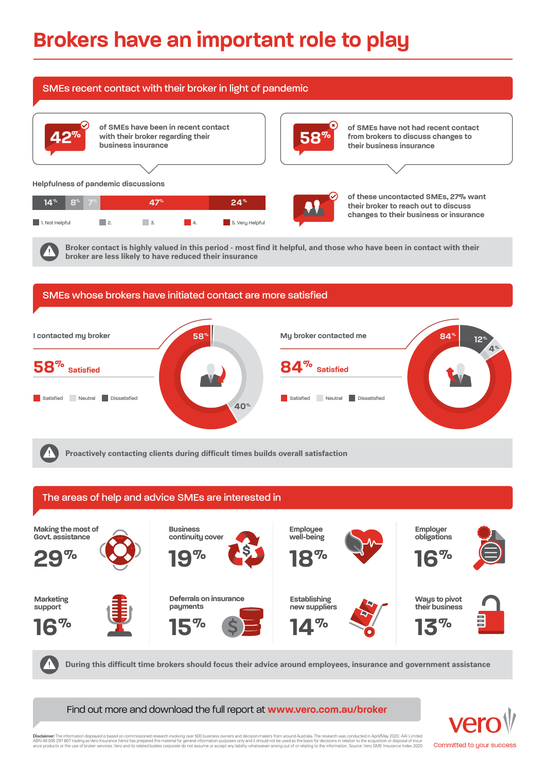# Brokers have an important role to play

## SMEs recent contact with their broker in light of pandemic

**42%** of SMEs have been in recent contact with their broker regarding their business insurance

**58%** of SMEs have not had recent contact from brokers to discuss changes to their business insurance

Helpfulness of pandemic discussions

14% 8% 7% 47% 24%

1. Not Helpful 2. 3. 4. 5. Very Helpful

of these uncontacted SMEs, 27% want their broker to reach out to discuss changes to their business or insurance

Broker contact is highly valued in this period - most find it helpful, and those who have been in contact with their broker are less likely to have reduced their insurance

## SMEs whose brokers have initiated contact are more satisfied

I contacted my broker

**58%** Satisfied

Satisfied Neutral Dissatisfied

58% 40%

My broker contacted me

**84%** Satisfied

Satisfied Neutral Dissatisfied

84% 12% 4%

Proactively contacting clients during difficult times builds overall satisfaction

## The areas of help and advice SMEs are interested in

Making the most of Govt. assistance **29%**

Business continuity cover **19%**

Employee well-being **18%**

Employer obligations **16%**

Marketing support **16%**

Deferrals on insurance payments **15%**

Establishing new suppliers **14%**

Ways to pivot their business **13%**

During this difficult time brokers should focus their advice around employees, insurance and government assistance

Find out more and download the full report at **www.vero.com.au/broker**

**Disclaimer:** The information displayed is based on commissioned research involving over 500 business owners and decision-makers from around Australia. The research was conducted in April/May 2020. AAI Limited ABN 48 005 297 807 trading as Vero Insurance (Vero) has prepared this material for general information purposes only and it should not be used as the basis for decisions in relation to the acquisition or disposal of insurance products or the use of broker services. Vero and its related bodies corporate do not assume or accept any liability whatsoever arising out of or relating to the information. Source: Vero SME Insurance Index 2020

vero

Committed to your success